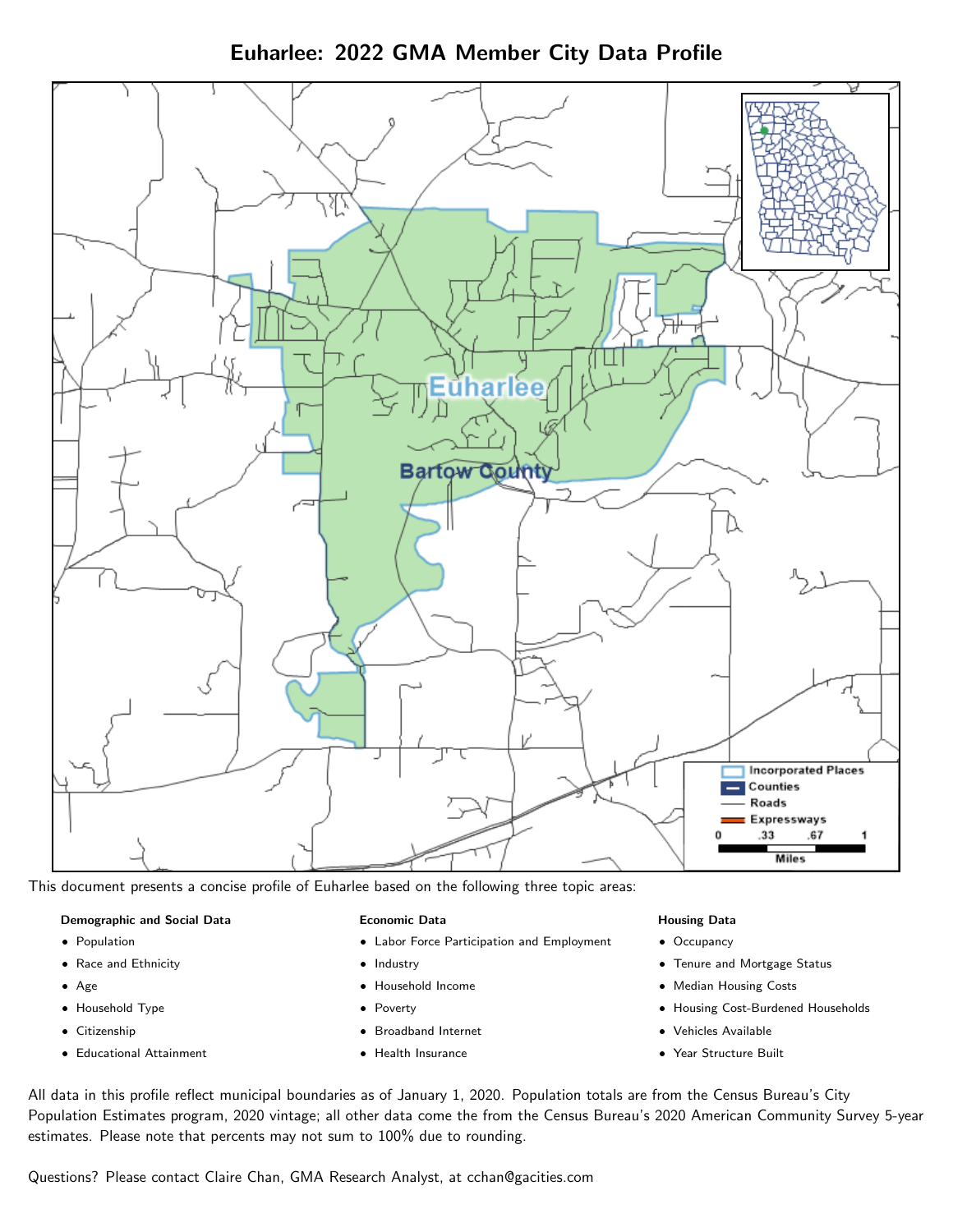# Euharlee: 2022 GMA Member City Data Profile

This document presents a concise profile of Euharlee based on the following three topic areas:

**Demographic and Social Data**

- Population
- Race and Ethnicity
- Age
- Household Type
- Citizenship
- Educational Attainment

**Economic Data**

- Labor Force Participation and Employment
- Industry
- Household Income
- Poverty
- Broadband Internet
- Health Insurance

**Housing Data**

- Occupancy
- Tenure and Mortgage Status
- Median Housing Costs
- Housing Cost-Burdened Households
- Vehicles Available
- Year Structure Built

All data in this profile reflect municipal boundaries as of January 1, 2020. Population totals are from the Census Bureau's City Population Estimates program, 2020 vintage; all other data come the from the Census Bureau's 2020 American Community Survey 5-year estimates. Please note that percents may not sum to 100% due to rounding.

Questions? Please contact Claire Chan, GMA Research Analyst, at cchan@gacities.com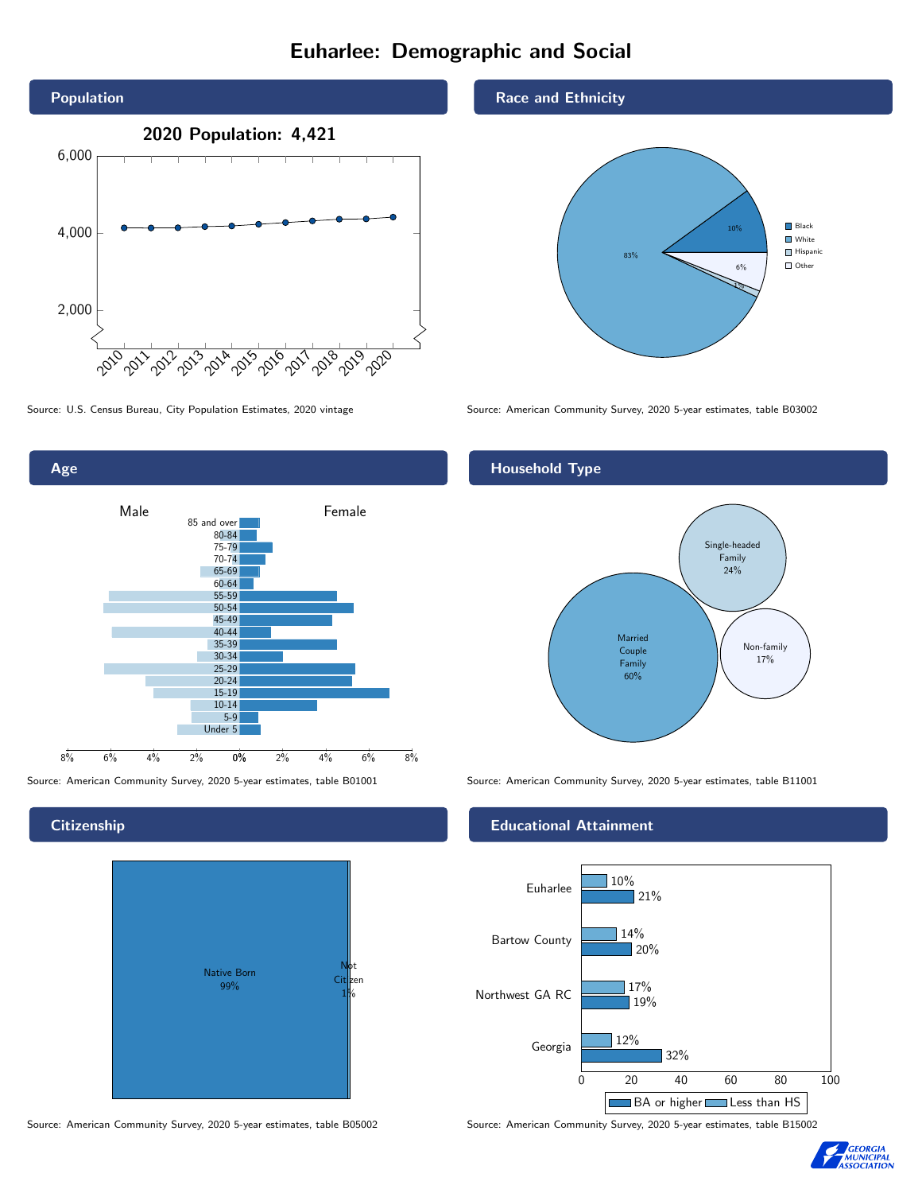# Euharlee: Demographic and Social

## Population

**2020 Population: 4,421**

Source: U.S. Census Bureau, City Population Estimates, 2020 vintage

## Race and Ethnicity

| Group | Percent |
|---|---|
| Black | 10% |
| White | 83% |
| Hispanic | 6% |
| Other | 1% |

Source: American Community Survey, 2020 5-year estimates, table B03002

## Age

Source: American Community Survey, 2020 5-year estimates, table B01001

## Household Type

| Household Type | Percent |
|---|---|
| Married Couple Family | 60% |
| Single-headed Family | 24% |
| Non-family | 17% |

Source: American Community Survey, 2020 5-year estimates, table B11001

## Citizenship

| Status | Percent |
|---|---|
| Native Born | 99% |
| Not Citizen | 1% |

Source: American Community Survey, 2020 5-year estimates, table B05002

## Educational Attainment

| Area | Less than HS | BA or higher |
|---|---|---|
| Euharlee | 10% | 21% |
| Bartow County | 14% | 20% |
| Northwest GA RC | 17% | 19% |
| Georgia | 12% | 32% |

Source: American Community Survey, 2020 5-year estimates, table B15002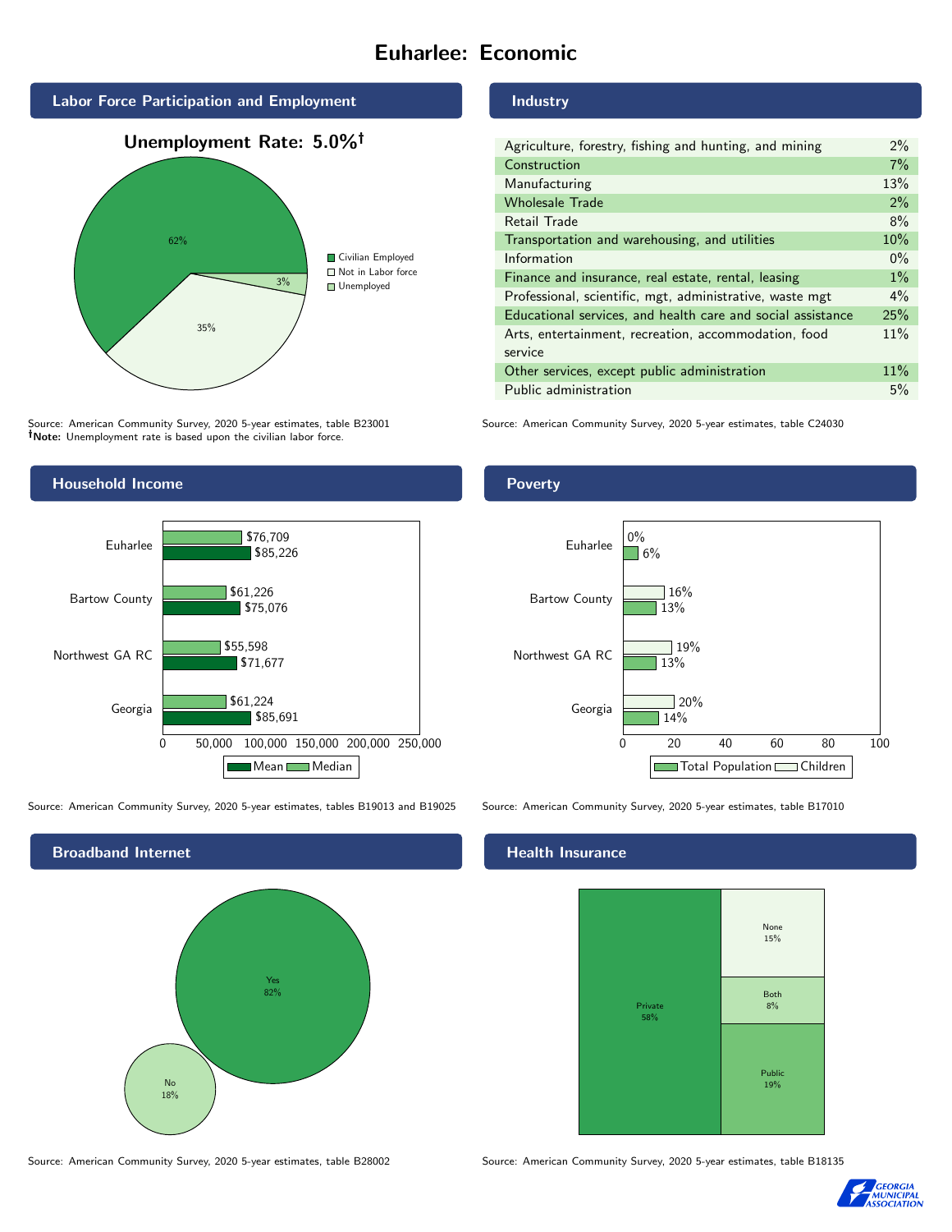# Euharlee: Economic

## Labor Force Participation and Employment

**Unemployment Rate: 5.0%†**

| Category | Percent |
|---|---|
| Civilian Employed | 62% |
| Not in Labor force | 35% |
| Unemployed | 3% |

Source: American Community Survey, 2020 5-year estimates, table B23001
**†Note:** Unemployment rate is based upon the civilian labor force.

## Industry

| Industry | Percent |
|---|---|
| Agriculture, forestry, fishing and hunting, and mining | 2% |
| Construction | 7% |
| Manufacturing | 13% |
| Wholesale Trade | 2% |
| Retail Trade | 8% |
| Transportation and warehousing, and utilities | 10% |
| Information | 0% |
| Finance and insurance, real estate, rental, leasing | 1% |
| Professional, scientific, mgt, administrative, waste mgt | 4% |
| Educational services, and health care and social assistance | 25% |
| Arts, entertainment, recreation, accommodation, food service | 11% |
| Other services, except public administration | 11% |
| Public administration | 5% |

Source: American Community Survey, 2020 5-year estimates, table C24030

## Household Income

| | Median | Mean |
|---|---|---|
| Euharlee | $76,709 | $85,226 |
| Bartow County | $61,226 | $75,076 |
| Northwest GA RC | $55,598 | $71,677 |
| Georgia | $61,224 | $85,691 |

Source: American Community Survey, 2020 5-year estimates, tables B19013 and B19025

## Poverty

| | Children | Total Population |
|---|---|---|
| Euharlee | 0% | 6% |
| Bartow County | 16% | 13% |
| Northwest GA RC | 19% | 13% |
| Georgia | 20% | 14% |

Source: American Community Survey, 2020 5-year estimates, table B17010

## Broadband Internet

| | Percent |
|---|---|
| Yes | 82% |
| No | 18% |

Source: American Community Survey, 2020 5-year estimates, table B28002

## Health Insurance

| | Percent |
|---|---|
| Private | 58% |
| Public | 19% |
| Both | 8% |
| None | 15% |

Source: American Community Survey, 2020 5-year estimates, table B18135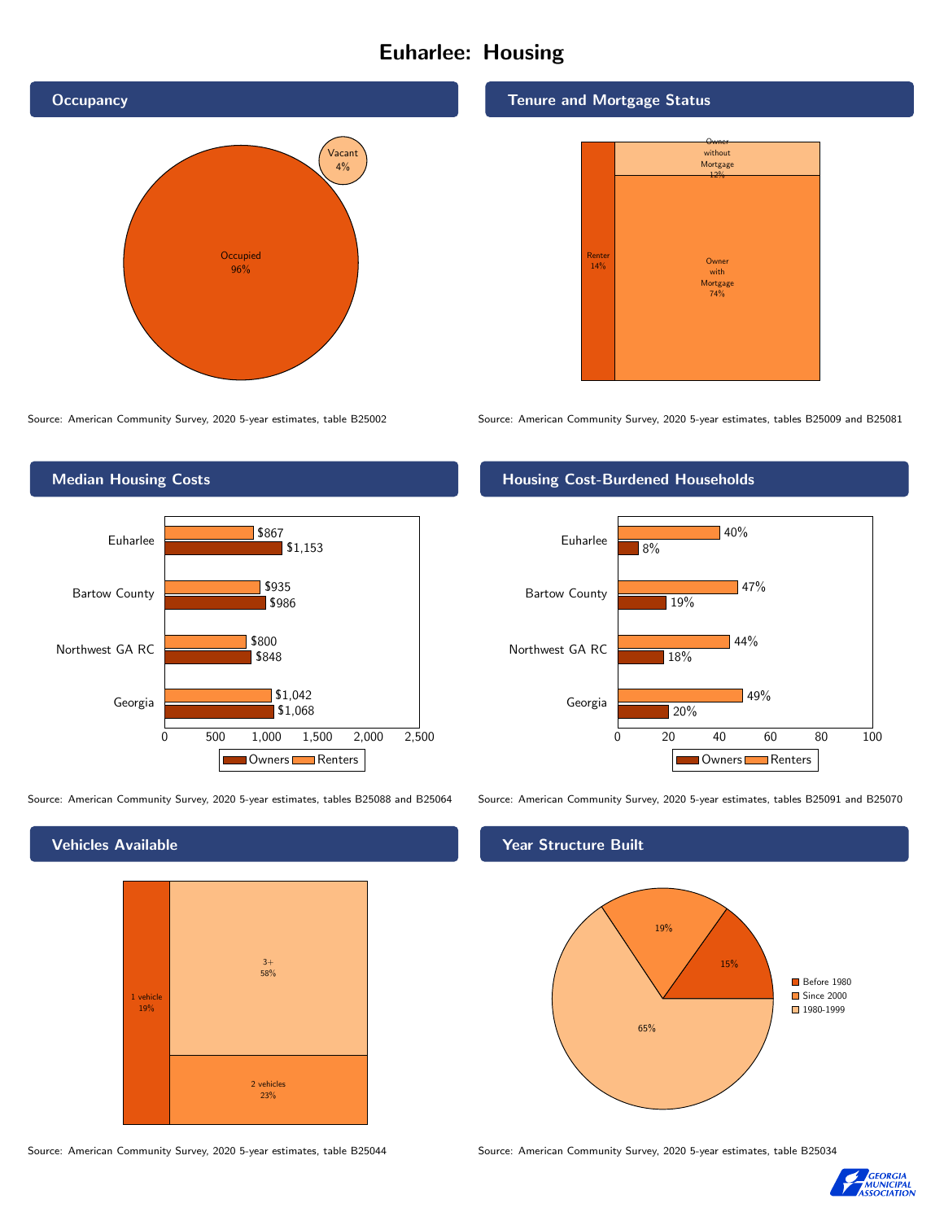# Euharlee: Housing

## Occupancy

Occupied
96%

Vacant
4%

Source: American Community Survey, 2020 5-year estimates, table B25002

## Tenure and Mortgage Status

Renter
14%

Owner without Mortgage
12%

Owner with Mortgage
74%

Source: American Community Survey, 2020 5-year estimates, tables B25009 and B25081

## Median Housing Costs

Euharlee
$867
$1,153

Bartow County
$935
$986

Northwest GA RC
$800
$848

Georgia
$1,042
$1,068

0 500 1,000 1,500 2,000 2,500

Owners Renters

Source: American Community Survey, 2020 5-year estimates, tables B25088 and B25064

## Housing Cost-Burdened Households

Euharlee
40%
8%

Bartow County
47%
19%

Northwest GA RC
44%
18%

Georgia
49%
20%

0 20 40 60 80 100

Owners Renters

Source: American Community Survey, 2020 5-year estimates, tables B25091 and B25070

## Vehicles Available

1 vehicle
19%

3+
58%

2 vehicles
23%

Source: American Community Survey, 2020 5-year estimates, table B25044

## Year Structure Built

19%

15%

65%

Before 1980
Since 2000
1980-1999

Source: American Community Survey, 2020 5-year estimates, table B25034

GEORGIA MUNICIPAL ASSOCIATION